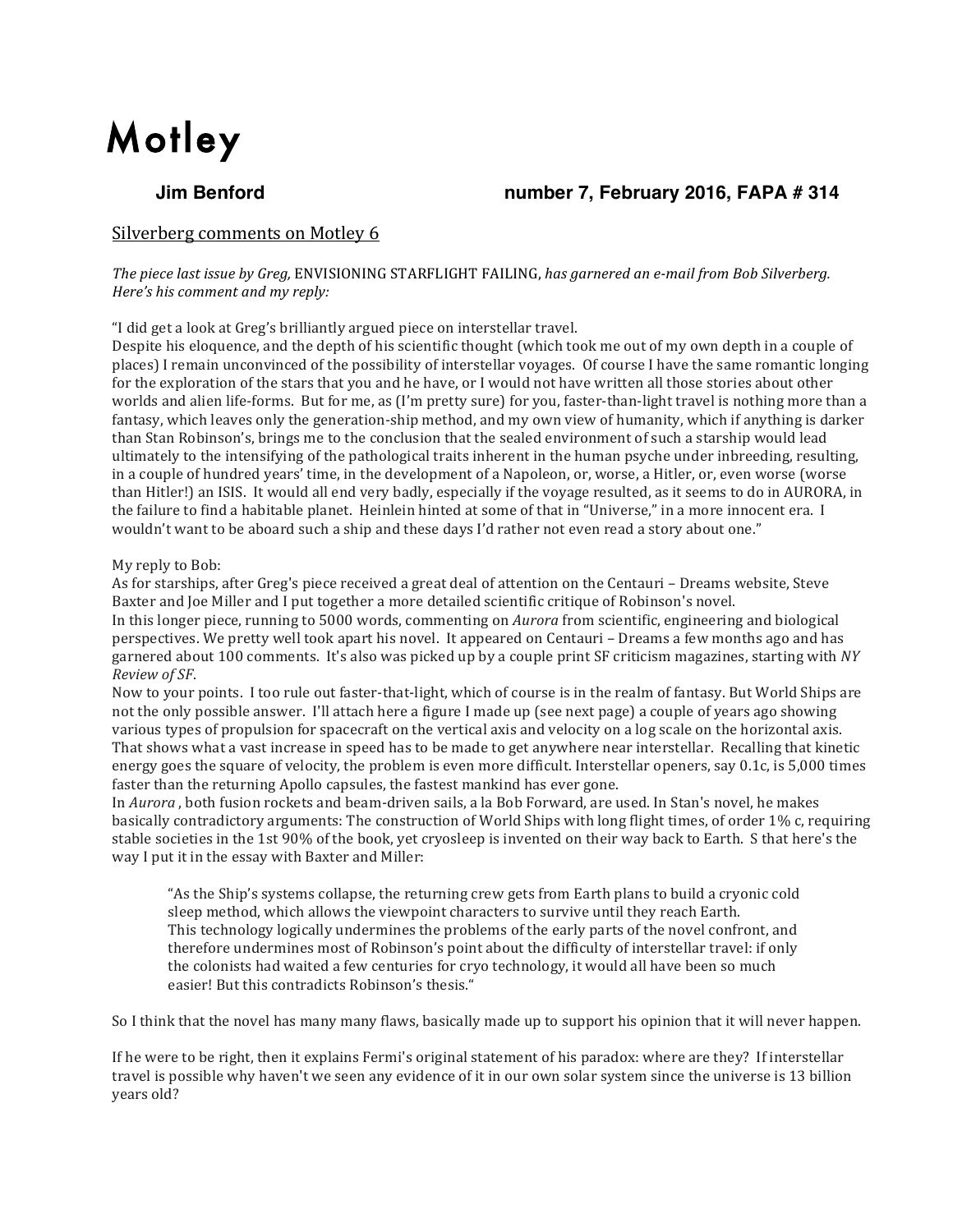# Motley

**Jim Benford** **number 7, February 2016, FAPA # 314**

## Silverberg comments on Motley 6

*The piece last issue by Greg,* ENVISIONING STARFLIGHT FAILING, *has garnered an e-mail from Bob Silverberg. Here's his comment and my reply:*

"I did get a look at Greg's brilliantly argued piece on interstellar travel.
Despite his eloquence, and the depth of his scientific thought (which took me out of my own depth in a couple of places) I remain unconvinced of the possibility of interstellar voyages. Of course I have the same romantic longing for the exploration of the stars that you and he have, or I would not have written all those stories about other worlds and alien life-forms. But for me, as (I'm pretty sure) for you, faster-than-light travel is nothing more than a fantasy, which leaves only the generation-ship method, and my own view of humanity, which if anything is darker than Stan Robinson's, brings me to the conclusion that the sealed environment of such a starship would lead ultimately to the intensifying of the pathological traits inherent in the human psyche under inbreeding, resulting, in a couple of hundred years' time, in the development of a Napoleon, or, worse, a Hitler, or, even worse (worse than Hitler!) an ISIS. It would all end very badly, especially if the voyage resulted, as it seems to do in AURORA, in the failure to find a habitable planet. Heinlein hinted at some of that in "Universe," in a more innocent era. I wouldn't want to be aboard such a ship and these days I'd rather not even read a story about one."

My reply to Bob:
As for starships, after Greg's piece received a great deal of attention on the Centauri – Dreams website, Steve Baxter and Joe Miller and I put together a more detailed scientific critique of Robinson's novel.
In this longer piece, running to 5000 words, commenting on *Aurora* from scientific, engineering and biological perspectives. We pretty well took apart his novel. It appeared on Centauri – Dreams a few months ago and has garnered about 100 comments. It's also was picked up by a couple print SF criticism magazines, starting with *NY Review of SF*.
Now to your points. I too rule out faster-that-light, which of course is in the realm of fantasy. But World Ships are not the only possible answer. I'll attach here a figure I made up (see next page) a couple of years ago showing various types of propulsion for spacecraft on the vertical axis and velocity on a log scale on the horizontal axis. That shows what a vast increase in speed has to be made to get anywhere near interstellar. Recalling that kinetic energy goes the square of velocity, the problem is even more difficult. Interstellar openers, say 0.1c, is 5,000 times faster than the returning Apollo capsules, the fastest mankind has ever gone.
In *Aurora* , both fusion rockets and beam-driven sails, a la Bob Forward, are used. In Stan's novel, he makes basically contradictory arguments: The construction of World Ships with long flight times, of order 1% c, requiring stable societies in the 1st 90% of the book, yet cryosleep is invented on their way back to Earth. S that here's the way I put it in the essay with Baxter and Miller:

> "As the Ship's systems collapse, the returning crew gets from Earth plans to build a cryonic cold sleep method, which allows the viewpoint characters to survive until they reach Earth.
> This technology logically undermines the problems of the early parts of the novel confront, and therefore undermines most of Robinson's point about the difficulty of interstellar travel: if only the colonists had waited a few centuries for cryo technology, it would all have been so much easier! But this contradicts Robinson's thesis."

So I think that the novel has many many flaws, basically made up to support his opinion that it will never happen.

If he were to be right, then it explains Fermi's original statement of his paradox: where are they? If interstellar travel is possible why haven't we seen any evidence of it in our own solar system since the universe is 13 billion years old?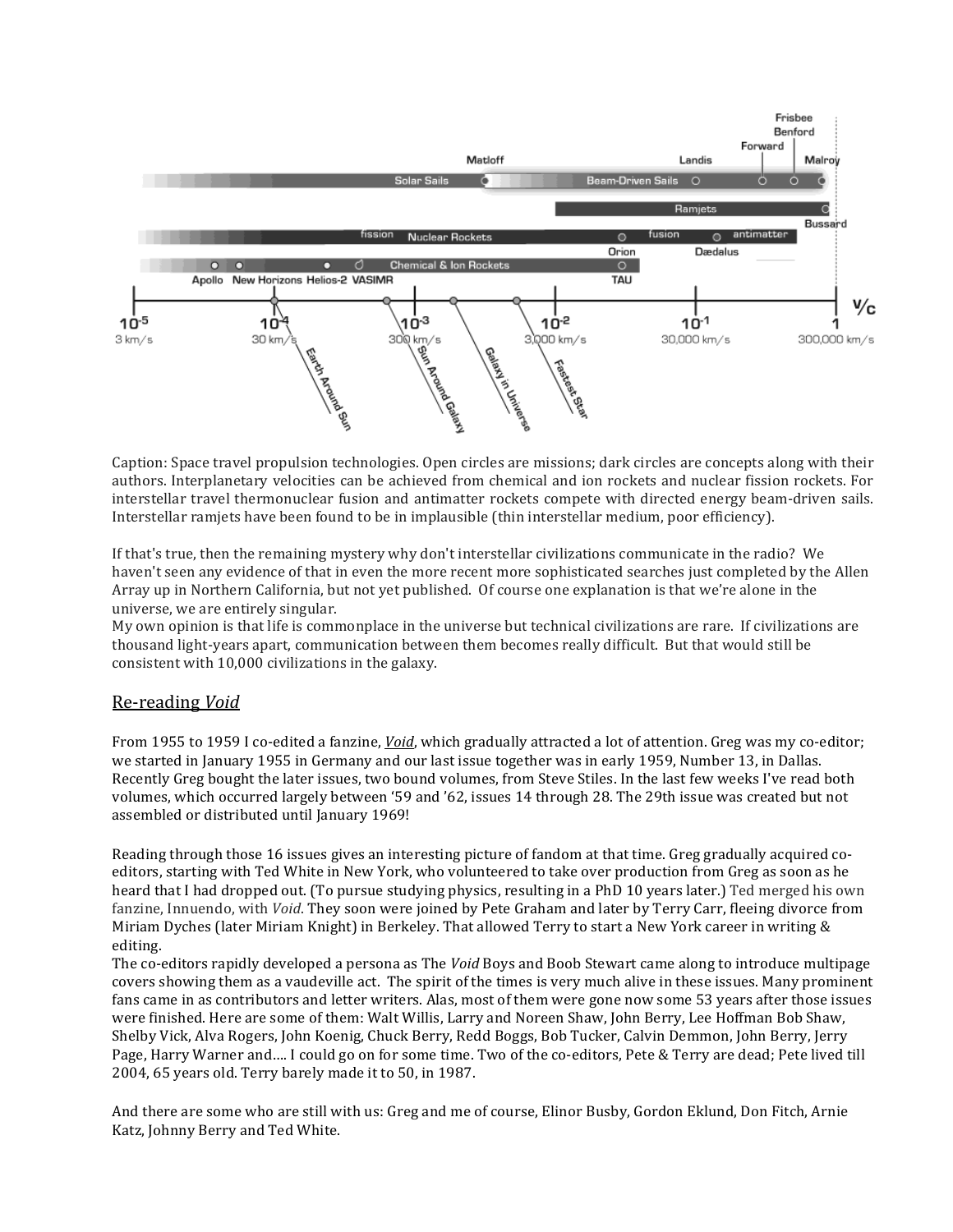Caption: Space travel propulsion technologies. Open circles are missions; dark circles are concepts along with their authors. Interplanetary velocities can be achieved from chemical and ion rockets and nuclear fission rockets. For interstellar travel thermonuclear fusion and antimatter rockets compete with directed energy beam-driven sails. Interstellar ramjets have been found to be in implausible (thin interstellar medium, poor efficiency).

If that's true, then the remaining mystery why don't interstellar civilizations communicate in the radio? We haven't seen any evidence of that in even the more recent more sophisticated searches just completed by the Allen Array up in Northern California, but not yet published. Of course one explanation is that we're alone in the universe, we are entirely singular.

My own opinion is that life is commonplace in the universe but technical civilizations are rare. If civilizations are thousand light-years apart, communication between them becomes really difficult. But that would still be consistent with 10,000 civilizations in the galaxy.

## Re-reading *Void*

From 1955 to 1959 I co-edited a fanzine, *Void*, which gradually attracted a lot of attention. Greg was my co-editor; we started in January 1955 in Germany and our last issue together was in early 1959, Number 13, in Dallas. Recently Greg bought the later issues, two bound volumes, from Steve Stiles. In the last few weeks I've read both volumes, which occurred largely between '59 and '62, issues 14 through 28. The 29th issue was created but not assembled or distributed until January 1969!

Reading through those 16 issues gives an interesting picture of fandom at that time. Greg gradually acquired co-editors, starting with Ted White in New York, who volunteered to take over production from Greg as soon as he heard that I had dropped out. (To pursue studying physics, resulting in a PhD 10 years later.) Ted merged his own fanzine, Innuendo, with *Void*. They soon were joined by Pete Graham and later by Terry Carr, fleeing divorce from Miriam Dyches (later Miriam Knight) in Berkeley. That allowed Terry to start a New York career in writing & editing.

The co-editors rapidly developed a persona as The *Void* Boys and Boob Stewart came along to introduce multipage covers showing them as a vaudeville act. The spirit of the times is very much alive in these issues. Many prominent fans came in as contributors and letter writers. Alas, most of them were gone now some 53 years after those issues were finished. Here are some of them: Walt Willis, Larry and Noreen Shaw, John Berry, Lee Hoffman Bob Shaw, Shelby Vick, Alva Rogers, John Koenig, Chuck Berry, Redd Boggs, Bob Tucker, Calvin Demmon, John Berry, Jerry Page, Harry Warner and.... I could go on for some time. Two of the co-editors, Pete & Terry are dead; Pete lived till 2004, 65 years old. Terry barely made it to 50, in 1987.

And there are some who are still with us: Greg and me of course, Elinor Busby, Gordon Eklund, Don Fitch, Arnie Katz, Johnny Berry and Ted White.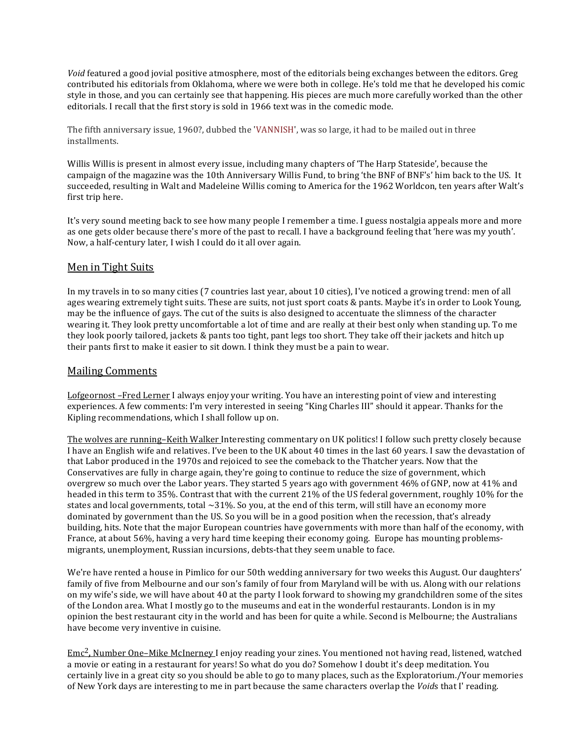*Void* featured a good jovial positive atmosphere, most of the editorials being exchanges between the editors. Greg contributed his editorials from Oklahoma, where we were both in college. He's told me that he developed his comic style in those, and you can certainly see that happening. His pieces are much more carefully worked than the other editorials. I recall that the first story is sold in 1966 text was in the comedic mode.

The fifth anniversary issue, 1960?, dubbed the 'VANNISH', was so large, it had to be mailed out in three installments.

Willis Willis is present in almost every issue, including many chapters of 'The Harp Stateside', because the campaign of the magazine was the 10th Anniversary Willis Fund, to bring 'the BNF of BNF's' him back to the US. It succeeded, resulting in Walt and Madeleine Willis coming to America for the 1962 Worldcon, ten years after Walt's first trip here.

It's very sound meeting back to see how many people I remember a time. I guess nostalgia appeals more and more as one gets older because there's more of the past to recall. I have a background feeling that 'here was my youth'. Now, a half-century later, I wish I could do it all over again.

## Men in Tight Suits

In my travels in to so many cities (7 countries last year, about 10 cities), I've noticed a growing trend: men of all ages wearing extremely tight suits. These are suits, not just sport coats & pants. Maybe it's in order to Look Young, may be the influence of gays. The cut of the suits is also designed to accentuate the slimness of the character wearing it. They look pretty uncomfortable a lot of time and are really at their best only when standing up. To me they look poorly tailored, jackets & pants too tight, pant legs too short. They take off their jackets and hitch up their pants first to make it easier to sit down. I think they must be a pain to wear.

## Mailing Comments

Lofgeornost –Fred Lerner I always enjoy your writing. You have an interesting point of view and interesting experiences. A few comments: I'm very interested in seeing "King Charles III" should it appear. Thanks for the Kipling recommendations, which I shall follow up on.

The wolves are running–Keith Walker Interesting commentary on UK politics! I follow such pretty closely because I have an English wife and relatives. I've been to the UK about 40 times in the last 60 years. I saw the devastation of that Labor produced in the 1970s and rejoiced to see the comeback to the Thatcher years. Now that the Conservatives are fully in charge again, they're going to continue to reduce the size of government, which overgrew so much over the Labor years. They started 5 years ago with government 46% of GNP, now at 41% and headed in this term to 35%. Contrast that with the current 21% of the US federal government, roughly 10% for the states and local governments, total ~31%. So you, at the end of this term, will still have an economy more dominated by government than the US. So you will be in a good position when the recession, that's already building, hits. Note that the major European countries have governments with more than half of the economy, with France, at about 56%, having a very hard time keeping their economy going. Europe has mounting problems- migrants, unemployment, Russian incursions, debts-that they seem unable to face.

We're have rented a house in Pimlico for our 50th wedding anniversary for two weeks this August. Our daughters' family of five from Melbourne and our son's family of four from Maryland will be with us. Along with our relations on my wife's side, we will have about 40 at the party I look forward to showing my grandchildren some of the sites of the London area. What I mostly go to the museums and eat in the wonderful restaurants. London is in my opinion the best restaurant city in the world and has been for quite a while. Second is Melbourne; the Australians have become very inventive in cuisine.

Emc$^2$, Number One–Mike McInerney I enjoy reading your zines. You mentioned not having read, listened, watched a movie or eating in a restaurant for years! So what do you do? Somehow I doubt it's deep meditation. You certainly live in a great city so you should be able to go to many places, such as the Exploratorium./Your memories of New York days are interesting to me in part because the same characters overlap the *Void*s that I' reading.